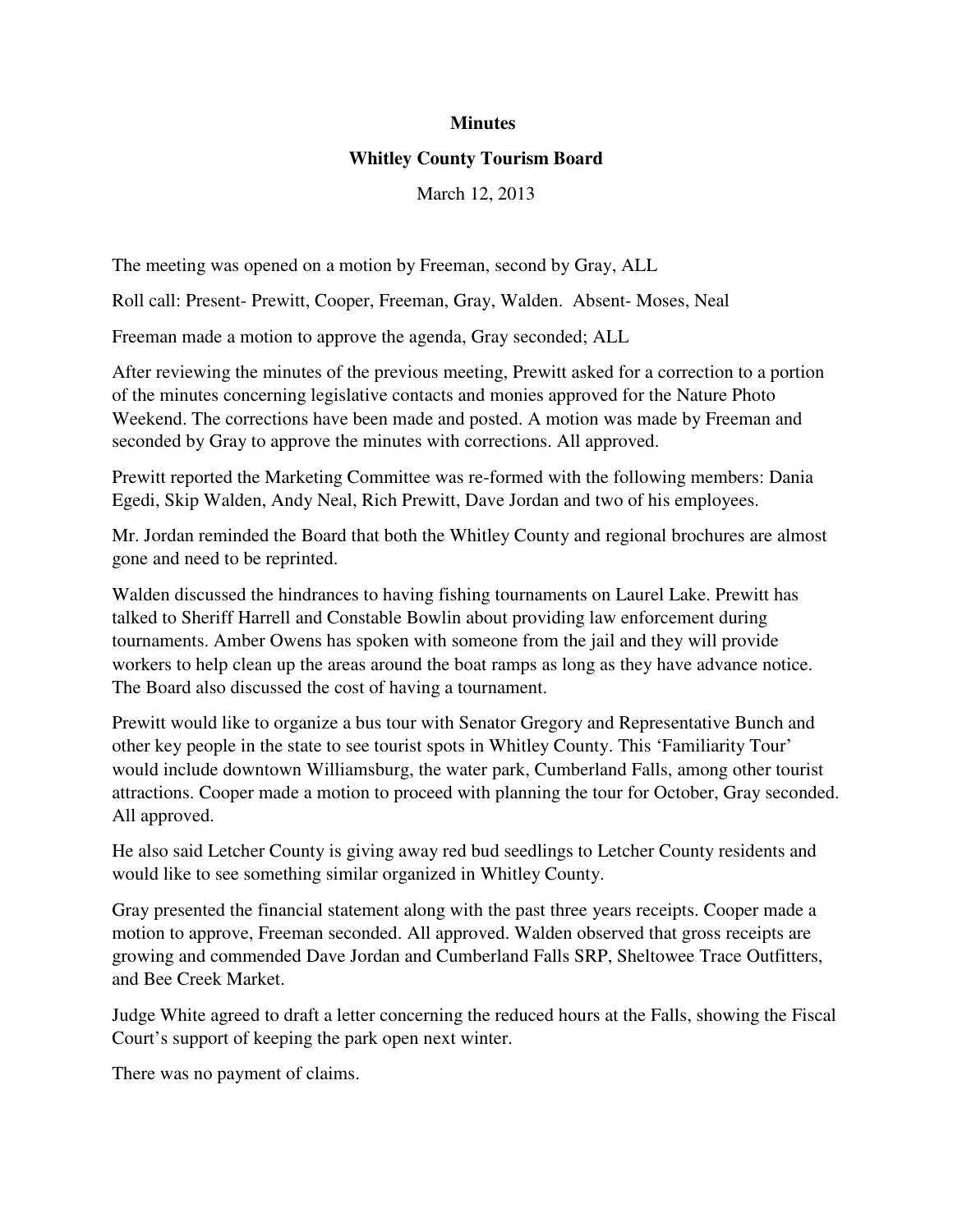**Minutes**

**Whitley County Tourism Board**

March 12, 2013

The meeting was opened on a motion by Freeman, second by Gray, ALL

Roll call: Present- Prewitt, Cooper, Freeman, Gray, Walden. Absent- Moses, Neal

Freeman made a motion to approve the agenda, Gray seconded; ALL

After reviewing the minutes of the previous meeting, Prewitt asked for a correction to a portion of the minutes concerning legislative contacts and monies approved for the Nature Photo Weekend. The corrections have been made and posted. A motion was made by Freeman and seconded by Gray to approve the minutes with corrections. All approved.

Prewitt reported the Marketing Committee was re-formed with the following members: Dania Egedi, Skip Walden, Andy Neal, Rich Prewitt, Dave Jordan and two of his employees.

Mr. Jordan reminded the Board that both the Whitley County and regional brochures are almost gone and need to be reprinted.

Walden discussed the hindrances to having fishing tournaments on Laurel Lake. Prewitt has talked to Sheriff Harrell and Constable Bowlin about providing law enforcement during tournaments. Amber Owens has spoken with someone from the jail and they will provide workers to help clean up the areas around the boat ramps as long as they have advance notice. The Board also discussed the cost of having a tournament.

Prewitt would like to organize a bus tour with Senator Gregory and Representative Bunch and other key people in the state to see tourist spots in Whitley County. This 'Familiarity Tour' would include downtown Williamsburg, the water park, Cumberland Falls, among other tourist attractions. Cooper made a motion to proceed with planning the tour for October, Gray seconded. All approved.

He also said Letcher County is giving away red bud seedlings to Letcher County residents and would like to see something similar organized in Whitley County.

Gray presented the financial statement along with the past three years receipts. Cooper made a motion to approve, Freeman seconded. All approved. Walden observed that gross receipts are growing and commended Dave Jordan and Cumberland Falls SRP, Sheltowee Trace Outfitters, and Bee Creek Market.

Judge White agreed to draft a letter concerning the reduced hours at the Falls, showing the Fiscal Court's support of keeping the park open next winter.

There was no payment of claims.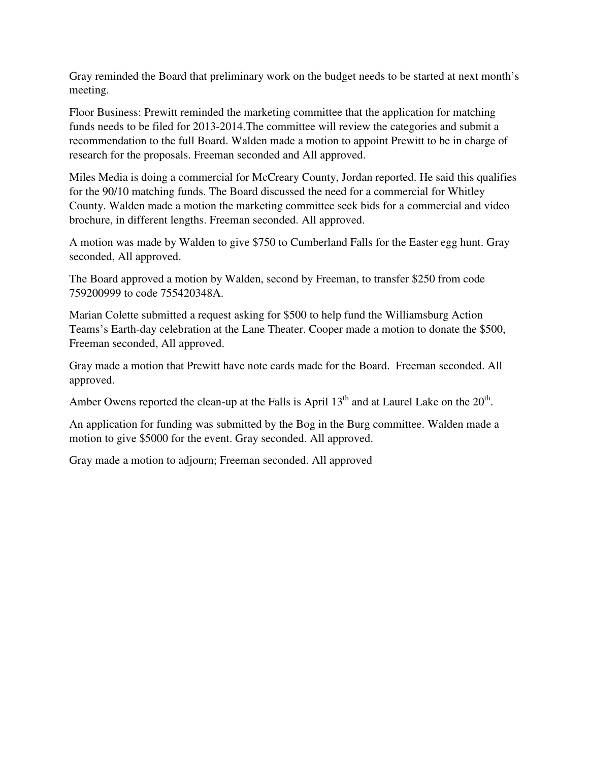Gray reminded the Board that preliminary work on the budget needs to be started at next month's meeting.

Floor Business: Prewitt reminded the marketing committee that the application for matching funds needs to be filed for 2013-2014.The committee will review the categories and submit a recommendation to the full Board. Walden made a motion to appoint Prewitt to be in charge of research for the proposals. Freeman seconded and All approved.

Miles Media is doing a commercial for McCreary County, Jordan reported. He said this qualifies for the 90/10 matching funds. The Board discussed the need for a commercial for Whitley County. Walden made a motion the marketing committee seek bids for a commercial and video brochure, in different lengths. Freeman seconded. All approved.

A motion was made by Walden to give $750 to Cumberland Falls for the Easter egg hunt. Gray seconded, All approved.

The Board approved a motion by Walden, second by Freeman, to transfer $250 from code 759200999 to code 755420348A.

Marian Colette submitted a request asking for $500 to help fund the Williamsburg Action Teams's Earth-day celebration at the Lane Theater. Cooper made a motion to donate the $500, Freeman seconded, All approved.

Gray made a motion that Prewitt have note cards made for the Board. Freeman seconded. All approved.

Amber Owens reported the clean-up at the Falls is April 13th and at Laurel Lake on the 20th.

An application for funding was submitted by the Bog in the Burg committee. Walden made a motion to give $5000 for the event. Gray seconded. All approved.

Gray made a motion to adjourn; Freeman seconded. All approved